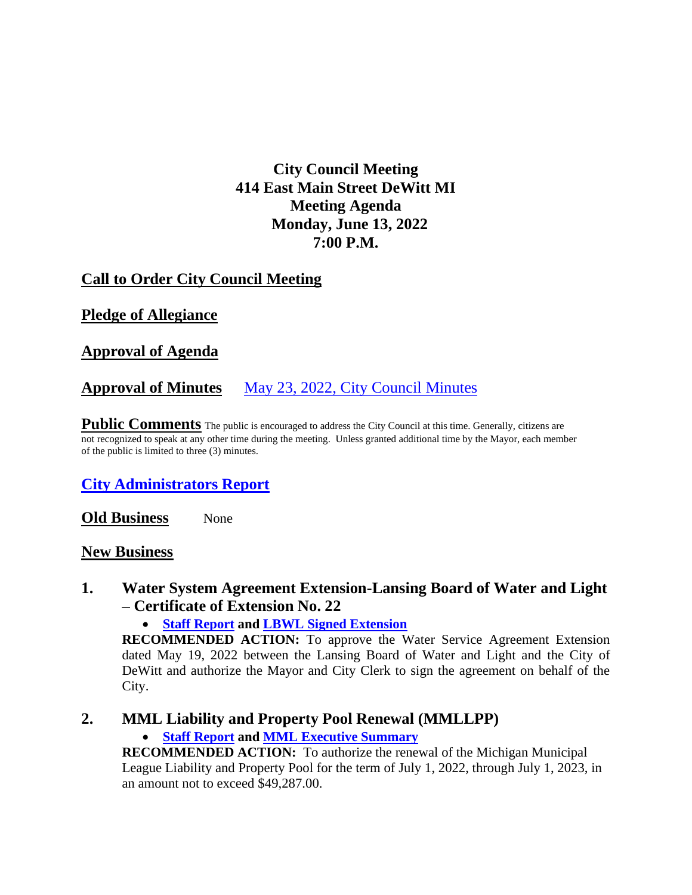# City Council Meeting
# 414 East Main Street DeWitt MI
# Meeting Agenda
# Monday, June 13, 2022
# 7:00 P.M.

## Call to Order City Council Meeting

## Pledge of Allegiance

## Approval of Agenda

## Approval of Minutes    May 23, 2022, City Council Minutes

**Public Comments** The public is encouraged to address the City Council at this time. Generally, citizens are not recognized to speak at any other time during the meeting. Unless granted additional time by the Mayor, each member of the public is limited to three (3) minutes.

## City Administrators Report

**Old Business**    None

## New Business

### 1. Water System Agreement Extension-Lansing Board of Water and Light – Certificate of Extension No. 22

- **Staff Report** and **LBWL Signed Extension**

**RECOMMENDED ACTION:** To approve the Water Service Agreement Extension dated May 19, 2022 between the Lansing Board of Water and Light and the City of DeWitt and authorize the Mayor and City Clerk to sign the agreement on behalf of the City.

### 2. MML Liability and Property Pool Renewal (MMLLPP)

- **Staff Report** and **MML Executive Summary**

**RECOMMENDED ACTION:** To authorize the renewal of the Michigan Municipal League Liability and Property Pool for the term of July 1, 2022, through July 1, 2023, in an amount not to exceed $49,287.00.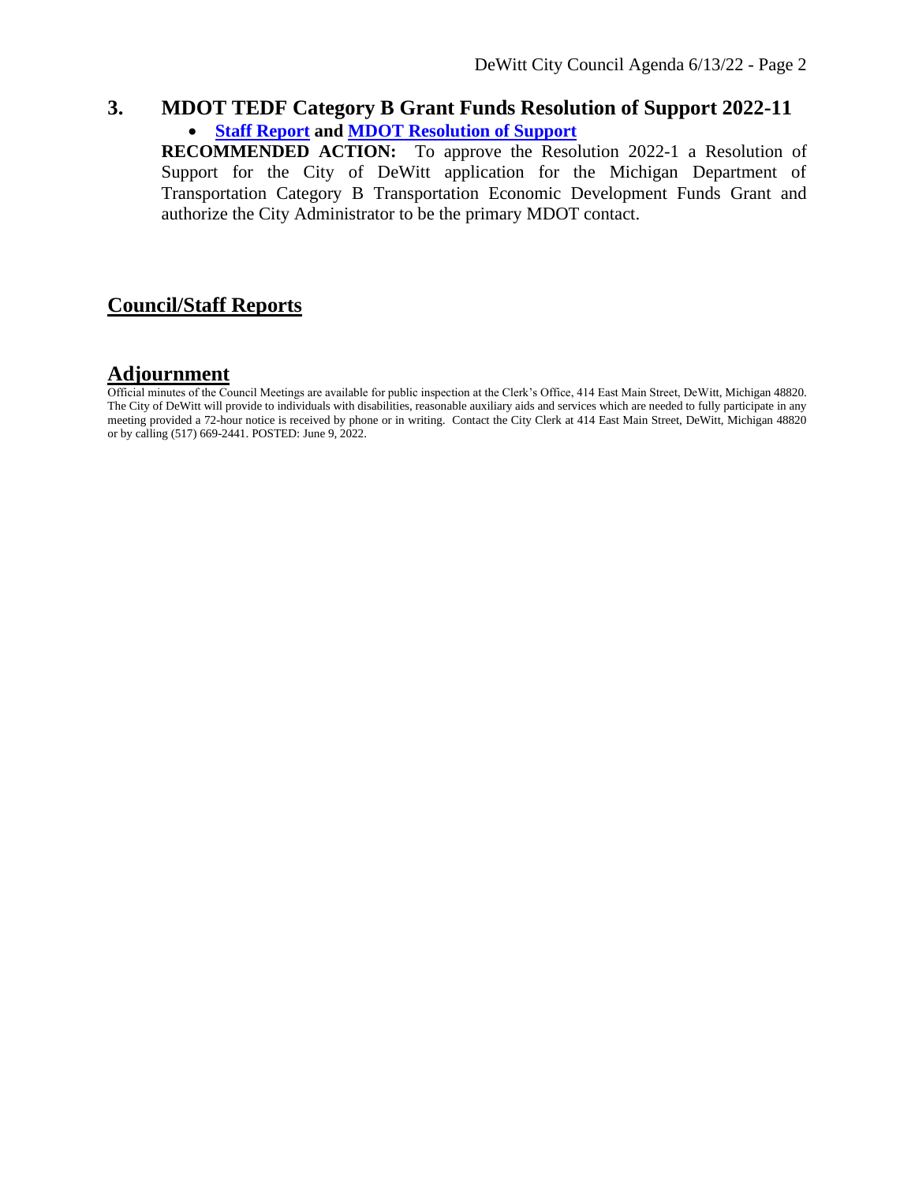## 3. MDOT TEDF Category B Grant Funds Resolution of Support 2022-11

- **Staff Report and MDOT Resolution of Support**

**RECOMMENDED ACTION:** To approve the Resolution 2022-1 a Resolution of Support for the City of DeWitt application for the Michigan Department of Transportation Category B Transportation Economic Development Funds Grant and authorize the City Administrator to be the primary MDOT contact.

## Council/Staff Reports

## Adjournment

Official minutes of the Council Meetings are available for public inspection at the Clerk's Office, 414 East Main Street, DeWitt, Michigan 48820. The City of DeWitt will provide to individuals with disabilities, reasonable auxiliary aids and services which are needed to fully participate in any meeting provided a 72-hour notice is received by phone or in writing. Contact the City Clerk at 414 East Main Street, DeWitt, Michigan 48820 or by calling (517) 669-2441. POSTED: June 9, 2022.